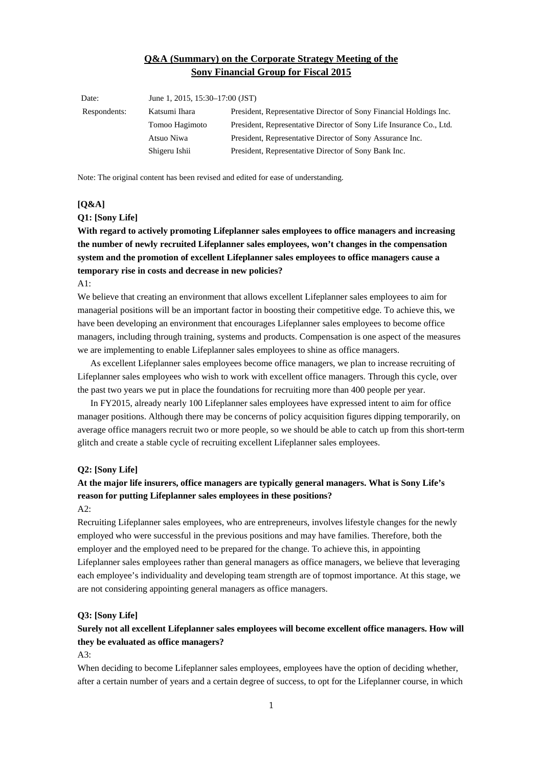# Q&A (Summary) on the Corporate Strategy Meeting of the Sony Financial Group for Fiscal 2015

| | | |
|---|---|---|
| Date: | June 1, 2015, 15:30–17:00 (JST) | |
| Respondents: | Katsumi Ihara | President, Representative Director of Sony Financial Holdings Inc. |
| | Tomoo Hagimoto | President, Representative Director of Sony Life Insurance Co., Ltd. |
| | Atsuo Niwa | President, Representative Director of Sony Assurance Inc. |
| | Shigeru Ishii | President, Representative Director of Sony Bank Inc. |

Note: The original content has been revised and edited for ease of understanding.

**[Q&A]**

**Q1: [Sony Life]**

**With regard to actively promoting Lifeplanner sales employees to office managers and increasing the number of newly recruited Lifeplanner sales employees, won't changes in the compensation system and the promotion of excellent Lifeplanner sales employees to office managers cause a temporary rise in costs and decrease in new policies?**

A1:

We believe that creating an environment that allows excellent Lifeplanner sales employees to aim for managerial positions will be an important factor in boosting their competitive edge. To achieve this, we have been developing an environment that encourages Lifeplanner sales employees to become office managers, including through training, systems and products. Compensation is one aspect of the measures we are implementing to enable Lifeplanner sales employees to shine as office managers.

As excellent Lifeplanner sales employees become office managers, we plan to increase recruiting of Lifeplanner sales employees who wish to work with excellent office managers. Through this cycle, over the past two years we put in place the foundations for recruiting more than 400 people per year.

In FY2015, already nearly 100 Lifeplanner sales employees have expressed intent to aim for office manager positions. Although there may be concerns of policy acquisition figures dipping temporarily, on average office managers recruit two or more people, so we should be able to catch up from this short-term glitch and create a stable cycle of recruiting excellent Lifeplanner sales employees.

**Q2: [Sony Life]**

**At the major life insurers, office managers are typically general managers. What is Sony Life's reason for putting Lifeplanner sales employees in these positions?**

A2:

Recruiting Lifeplanner sales employees, who are entrepreneurs, involves lifestyle changes for the newly employed who were successful in the previous positions and may have families. Therefore, both the employer and the employed need to be prepared for the change. To achieve this, in appointing Lifeplanner sales employees rather than general managers as office managers, we believe that leveraging each employee's individuality and developing team strength are of topmost importance. At this stage, we are not considering appointing general managers as office managers.

**Q3: [Sony Life]**

**Surely not all excellent Lifeplanner sales employees will become excellent office managers. How will they be evaluated as office managers?**

A3:

When deciding to become Lifeplanner sales employees, employees have the option of deciding whether, after a certain number of years and a certain degree of success, to opt for the Lifeplanner course, in which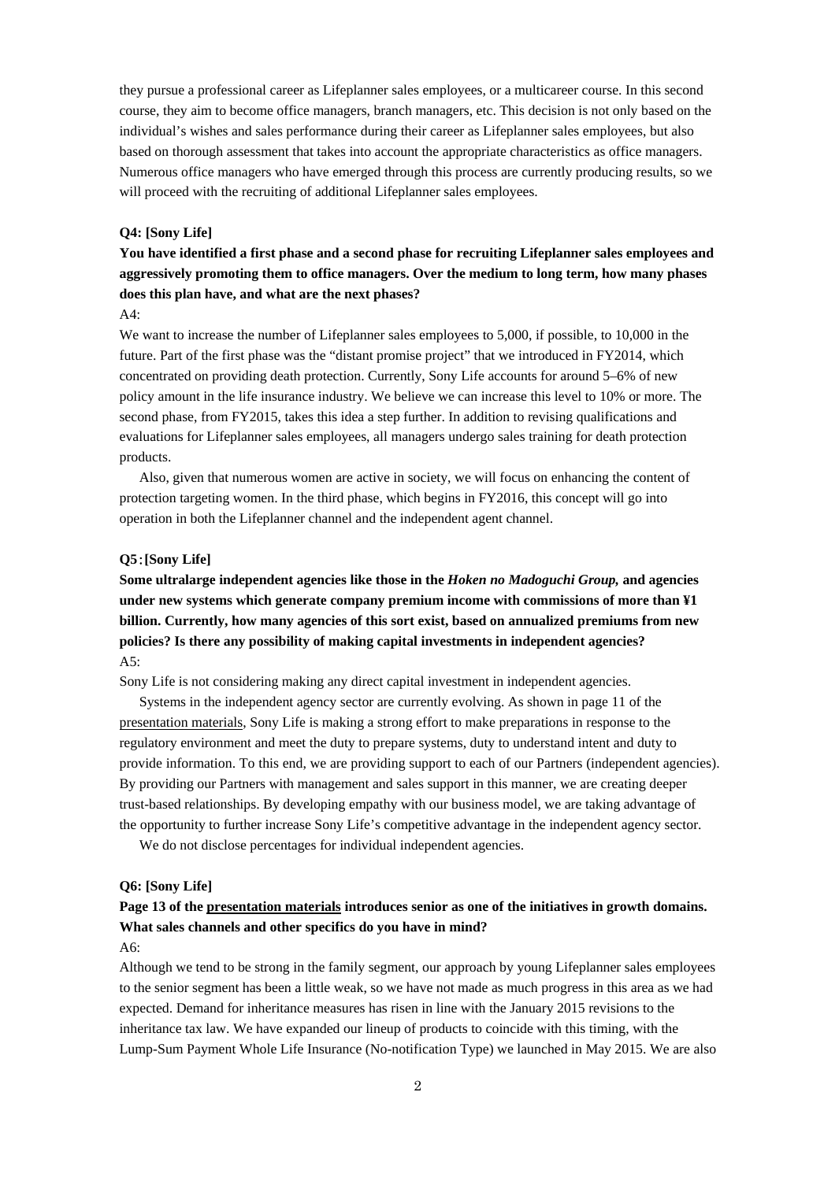they pursue a professional career as Lifeplanner sales employees, or a multicareer course. In this second course, they aim to become office managers, branch managers, etc. This decision is not only based on the individual's wishes and sales performance during their career as Lifeplanner sales employees, but also based on thorough assessment that takes into account the appropriate characteristics as office managers. Numerous office managers who have emerged through this process are currently producing results, so we will proceed with the recruiting of additional Lifeplanner sales employees.

**Q4: [Sony Life]**

**You have identified a first phase and a second phase for recruiting Lifeplanner sales employees and aggressively promoting them to office managers. Over the medium to long term, how many phases does this plan have, and what are the next phases?**

A4:

We want to increase the number of Lifeplanner sales employees to 5,000, if possible, to 10,000 in the future. Part of the first phase was the "distant promise project" that we introduced in FY2014, which concentrated on providing death protection. Currently, Sony Life accounts for around 5–6% of new policy amount in the life insurance industry. We believe we can increase this level to 10% or more. The second phase, from FY2015, takes this idea a step further. In addition to revising qualifications and evaluations for Lifeplanner sales employees, all managers undergo sales training for death protection products.

Also, given that numerous women are active in society, we will focus on enhancing the content of protection targeting women. In the third phase, which begins in FY2016, this concept will go into operation in both the Lifeplanner channel and the independent agent channel.

**Q5：[Sony Life]**

**Some ultralarge independent agencies like those in the *Hoken no Madoguchi Group,* and agencies under new systems which generate company premium income with commissions of more than ¥1 billion. Currently, how many agencies of this sort exist, based on annualized premiums from new policies? Is there any possibility of making capital investments in independent agencies?**

A5:

Sony Life is not considering making any direct capital investment in independent agencies.

Systems in the independent agency sector are currently evolving. As shown in page 11 of the presentation materials, Sony Life is making a strong effort to make preparations in response to the regulatory environment and meet the duty to prepare systems, duty to understand intent and duty to provide information. To this end, we are providing support to each of our Partners (independent agencies). By providing our Partners with management and sales support in this manner, we are creating deeper trust-based relationships. By developing empathy with our business model, we are taking advantage of the opportunity to further increase Sony Life's competitive advantage in the independent agency sector.

We do not disclose percentages for individual independent agencies.

**Q6: [Sony Life]**

**Page 13 of the presentation materials introduces senior as one of the initiatives in growth domains. What sales channels and other specifics do you have in mind?**

A6:

Although we tend to be strong in the family segment, our approach by young Lifeplanner sales employees to the senior segment has been a little weak, so we have not made as much progress in this area as we had expected. Demand for inheritance measures has risen in line with the January 2015 revisions to the inheritance tax law. We have expanded our lineup of products to coincide with this timing, with the Lump-Sum Payment Whole Life Insurance (No-notification Type) we launched in May 2015. We are also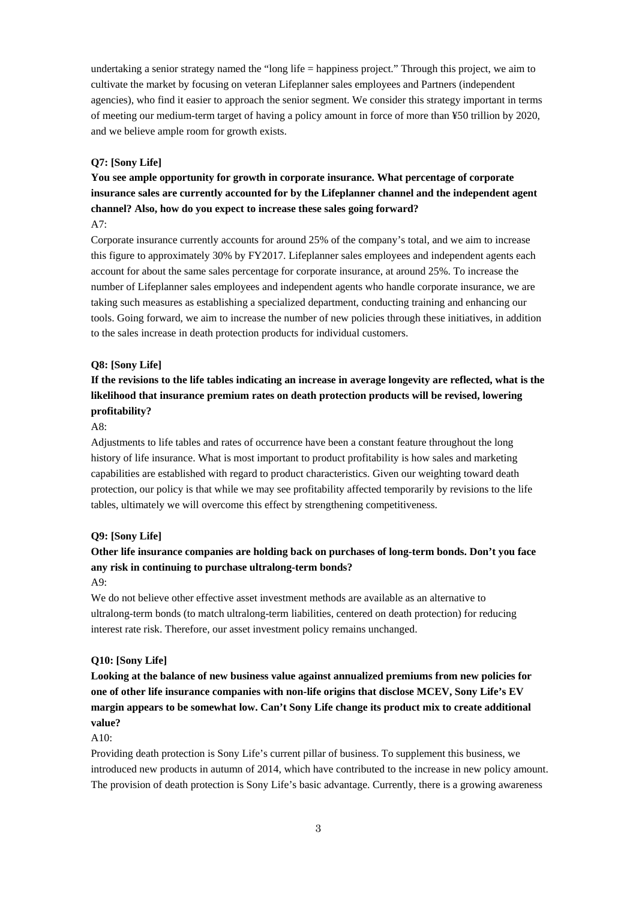undertaking a senior strategy named the "long life = happiness project." Through this project, we aim to cultivate the market by focusing on veteran Lifeplanner sales employees and Partners (independent agencies), who find it easier to approach the senior segment. We consider this strategy important in terms of meeting our medium-term target of having a policy amount in force of more than ¥50 trillion by 2020, and we believe ample room for growth exists.

**Q7: [Sony Life]**

**You see ample opportunity for growth in corporate insurance. What percentage of corporate insurance sales are currently accounted for by the Lifeplanner channel and the independent agent channel? Also, how do you expect to increase these sales going forward?**

A7:

Corporate insurance currently accounts for around 25% of the company's total, and we aim to increase this figure to approximately 30% by FY2017. Lifeplanner sales employees and independent agents each account for about the same sales percentage for corporate insurance, at around 25%. To increase the number of Lifeplanner sales employees and independent agents who handle corporate insurance, we are taking such measures as establishing a specialized department, conducting training and enhancing our tools. Going forward, we aim to increase the number of new policies through these initiatives, in addition to the sales increase in death protection products for individual customers.

**Q8: [Sony Life]**

**If the revisions to the life tables indicating an increase in average longevity are reflected, what is the likelihood that insurance premium rates on death protection products will be revised, lowering profitability?**

A8:

Adjustments to life tables and rates of occurrence have been a constant feature throughout the long history of life insurance. What is most important to product profitability is how sales and marketing capabilities are established with regard to product characteristics. Given our weighting toward death protection, our policy is that while we may see profitability affected temporarily by revisions to the life tables, ultimately we will overcome this effect by strengthening competitiveness.

**Q9: [Sony Life]**

**Other life insurance companies are holding back on purchases of long-term bonds. Don't you face any risk in continuing to purchase ultralong-term bonds?**

A9:

We do not believe other effective asset investment methods are available as an alternative to ultralong-term bonds (to match ultralong-term liabilities, centered on death protection) for reducing interest rate risk. Therefore, our asset investment policy remains unchanged.

**Q10: [Sony Life]**

**Looking at the balance of new business value against annualized premiums from new policies for one of other life insurance companies with non-life origins that disclose MCEV, Sony Life's EV margin appears to be somewhat low. Can't Sony Life change its product mix to create additional value?**

A10:

Providing death protection is Sony Life's current pillar of business. To supplement this business, we introduced new products in autumn of 2014, which have contributed to the increase in new policy amount. The provision of death protection is Sony Life's basic advantage. Currently, there is a growing awareness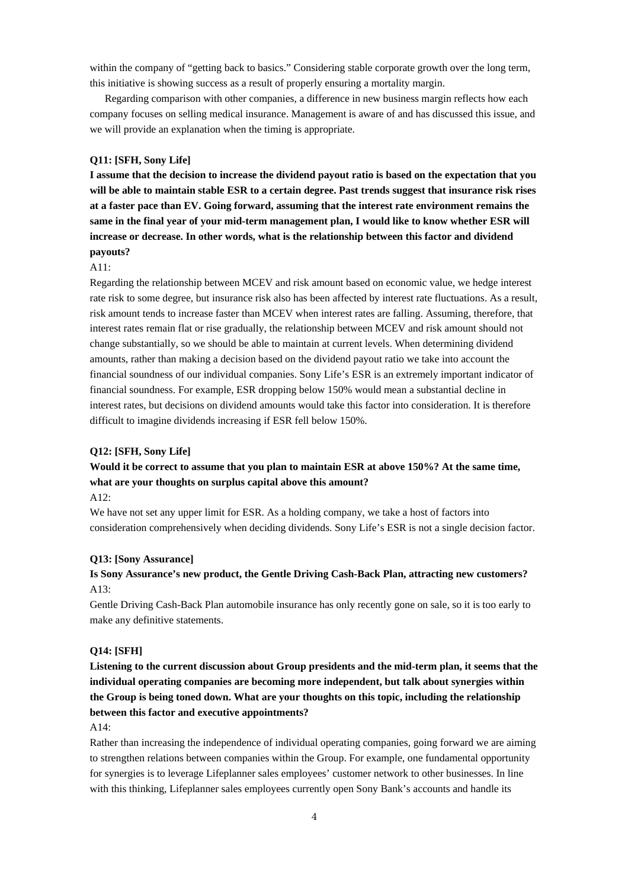within the company of "getting back to basics." Considering stable corporate growth over the long term, this initiative is showing success as a result of properly ensuring a mortality margin.

Regarding comparison with other companies, a difference in new business margin reflects how each company focuses on selling medical insurance. Management is aware of and has discussed this issue, and we will provide an explanation when the timing is appropriate.

**Q11: [SFH, Sony Life]**

**I assume that the decision to increase the dividend payout ratio is based on the expectation that you will be able to maintain stable ESR to a certain degree. Past trends suggest that insurance risk rises at a faster pace than EV. Going forward, assuming that the interest rate environment remains the same in the final year of your mid-term management plan, I would like to know whether ESR will increase or decrease. In other words, what is the relationship between this factor and dividend payouts?**

A11:

Regarding the relationship between MCEV and risk amount based on economic value, we hedge interest rate risk to some degree, but insurance risk also has been affected by interest rate fluctuations. As a result, risk amount tends to increase faster than MCEV when interest rates are falling. Assuming, therefore, that interest rates remain flat or rise gradually, the relationship between MCEV and risk amount should not change substantially, so we should be able to maintain at current levels. When determining dividend amounts, rather than making a decision based on the dividend payout ratio we take into account the financial soundness of our individual companies. Sony Life's ESR is an extremely important indicator of financial soundness. For example, ESR dropping below 150% would mean a substantial decline in interest rates, but decisions on dividend amounts would take this factor into consideration. It is therefore difficult to imagine dividends increasing if ESR fell below 150%.

**Q12: [SFH, Sony Life]**

**Would it be correct to assume that you plan to maintain ESR at above 150%? At the same time, what are your thoughts on surplus capital above this amount?**

A12:

We have not set any upper limit for ESR. As a holding company, we take a host of factors into consideration comprehensively when deciding dividends. Sony Life's ESR is not a single decision factor.

**Q13: [Sony Assurance]**

**Is Sony Assurance's new product, the Gentle Driving Cash-Back Plan, attracting new customers?**

A13:

Gentle Driving Cash-Back Plan automobile insurance has only recently gone on sale, so it is too early to make any definitive statements.

**Q14: [SFH]**

**Listening to the current discussion about Group presidents and the mid-term plan, it seems that the individual operating companies are becoming more independent, but talk about synergies within the Group is being toned down. What are your thoughts on this topic, including the relationship between this factor and executive appointments?**

A14:

Rather than increasing the independence of individual operating companies, going forward we are aiming to strengthen relations between companies within the Group. For example, one fundamental opportunity for synergies is to leverage Lifeplanner sales employees' customer network to other businesses. In line with this thinking, Lifeplanner sales employees currently open Sony Bank's accounts and handle its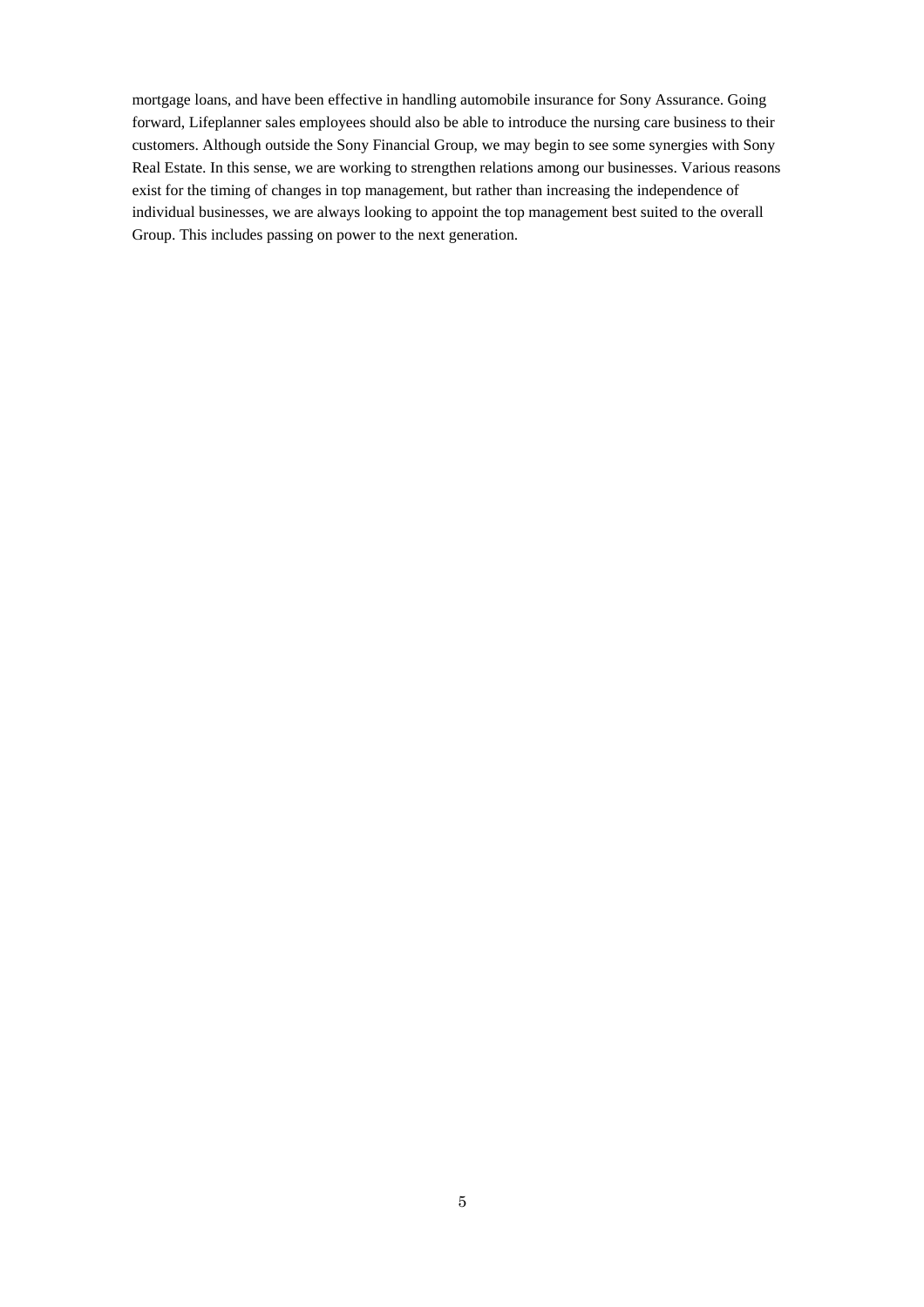mortgage loans, and have been effective in handling automobile insurance for Sony Assurance. Going forward, Lifeplanner sales employees should also be able to introduce the nursing care business to their customers. Although outside the Sony Financial Group, we may begin to see some synergies with Sony Real Estate. In this sense, we are working to strengthen relations among our businesses. Various reasons exist for the timing of changes in top management, but rather than increasing the independence of individual businesses, we are always looking to appoint the top management best suited to the overall Group. This includes passing on power to the next generation.